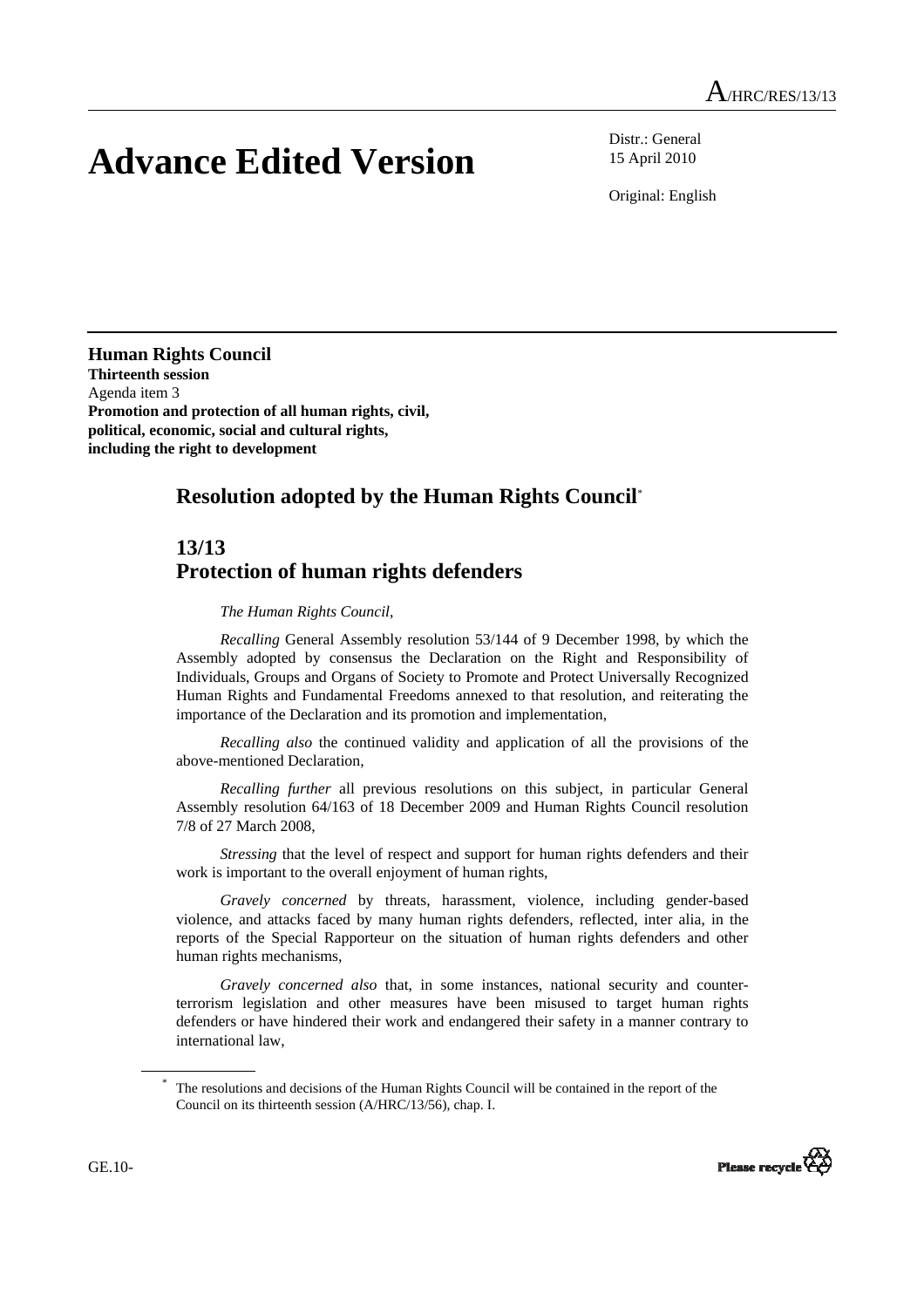A/HRC/RES/13/13

# Advance Edited Version

Distr.: General
15 April 2010

Original: English

**Human Rights Council**
**Thirteenth session**
Agenda item 3
**Promotion and protection of all human rights, civil, political, economic, social and cultural rights, including the right to development**

## Resolution adopted by the Human Rights Council*

## 13/13
## Protection of human rights defenders

*The Human Rights Council*,

*Recalling* General Assembly resolution 53/144 of 9 December 1998, by which the Assembly adopted by consensus the Declaration on the Right and Responsibility of Individuals, Groups and Organs of Society to Promote and Protect Universally Recognized Human Rights and Fundamental Freedoms annexed to that resolution, and reiterating the importance of the Declaration and its promotion and implementation,

*Recalling also* the continued validity and application of all the provisions of the above-mentioned Declaration,

*Recalling further* all previous resolutions on this subject, in particular General Assembly resolution 64/163 of 18 December 2009 and Human Rights Council resolution 7/8 of 27 March 2008,

*Stressing* that the level of respect and support for human rights defenders and their work is important to the overall enjoyment of human rights,

*Gravely concerned* by threats, harassment, violence, including gender-based violence, and attacks faced by many human rights defenders, reflected, inter alia, in the reports of the Special Rapporteur on the situation of human rights defenders and other human rights mechanisms,

*Gravely concerned also* that, in some instances, national security and counter-terrorism legislation and other measures have been misused to target human rights defenders or have hindered their work and endangered their safety in a manner contrary to international law,

\* The resolutions and decisions of the Human Rights Council will be contained in the report of the Council on its thirteenth session (A/HRC/13/56), chap. I.

GE.10-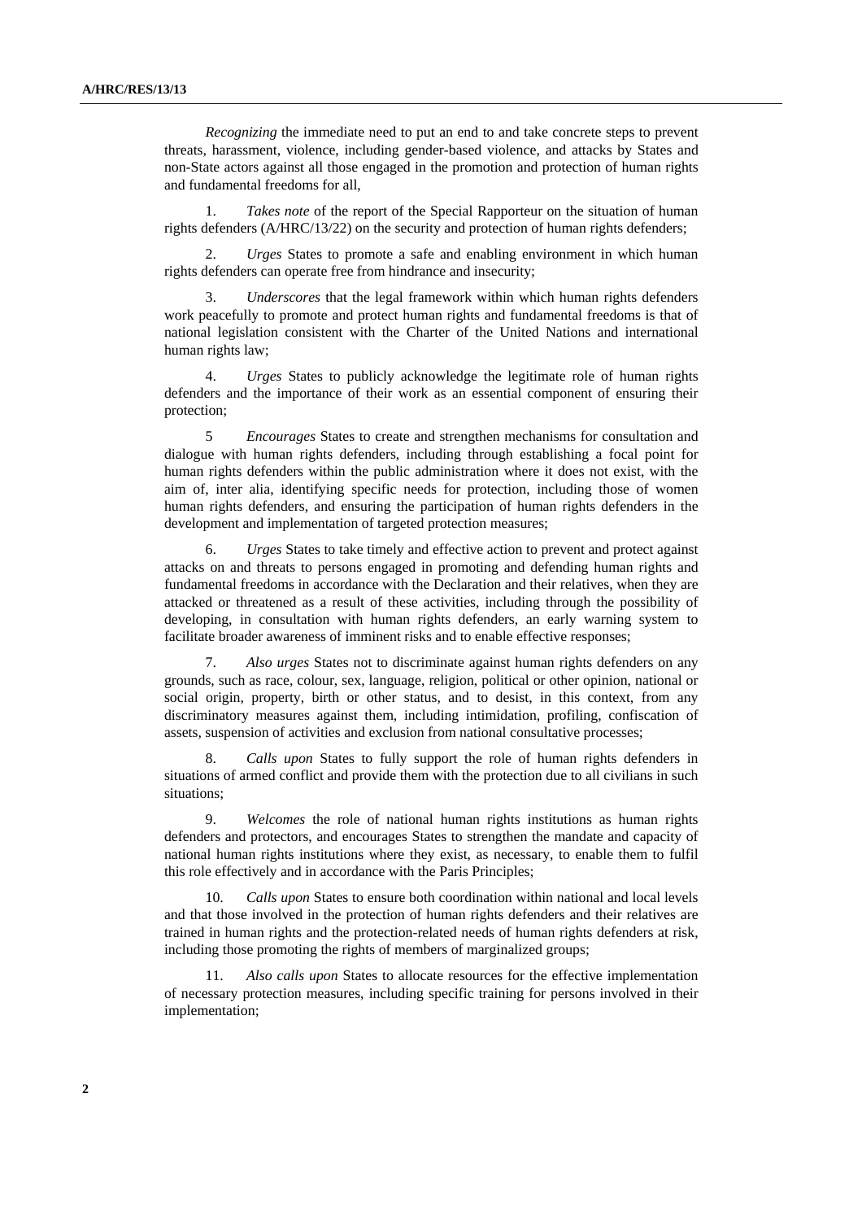*Recognizing* the immediate need to put an end to and take concrete steps to prevent threats, harassment, violence, including gender-based violence, and attacks by States and non-State actors against all those engaged in the promotion and protection of human rights and fundamental freedoms for all,

1. *Takes note* of the report of the Special Rapporteur on the situation of human rights defenders (A/HRC/13/22) on the security and protection of human rights defenders;

2. *Urges* States to promote a safe and enabling environment in which human rights defenders can operate free from hindrance and insecurity;

3. *Underscores* that the legal framework within which human rights defenders work peacefully to promote and protect human rights and fundamental freedoms is that of national legislation consistent with the Charter of the United Nations and international human rights law;

4. *Urges* States to publicly acknowledge the legitimate role of human rights defenders and the importance of their work as an essential component of ensuring their protection;

5 *Encourages* States to create and strengthen mechanisms for consultation and dialogue with human rights defenders, including through establishing a focal point for human rights defenders within the public administration where it does not exist, with the aim of, inter alia, identifying specific needs for protection, including those of women human rights defenders, and ensuring the participation of human rights defenders in the development and implementation of targeted protection measures;

6. *Urges* States to take timely and effective action to prevent and protect against attacks on and threats to persons engaged in promoting and defending human rights and fundamental freedoms in accordance with the Declaration and their relatives, when they are attacked or threatened as a result of these activities, including through the possibility of developing, in consultation with human rights defenders, an early warning system to facilitate broader awareness of imminent risks and to enable effective responses;

7. *Also urges* States not to discriminate against human rights defenders on any grounds, such as race, colour, sex, language, religion, political or other opinion, national or social origin, property, birth or other status, and to desist, in this context, from any discriminatory measures against them, including intimidation, profiling, confiscation of assets, suspension of activities and exclusion from national consultative processes;

8. *Calls upon* States to fully support the role of human rights defenders in situations of armed conflict and provide them with the protection due to all civilians in such situations;

9. *Welcomes* the role of national human rights institutions as human rights defenders and protectors, and encourages States to strengthen the mandate and capacity of national human rights institutions where they exist, as necessary, to enable them to fulfil this role effectively and in accordance with the Paris Principles;

10. *Calls upon* States to ensure both coordination within national and local levels and that those involved in the protection of human rights defenders and their relatives are trained in human rights and the protection-related needs of human rights defenders at risk, including those promoting the rights of members of marginalized groups;

11. *Also calls upon* States to allocate resources for the effective implementation of necessary protection measures, including specific training for persons involved in their implementation;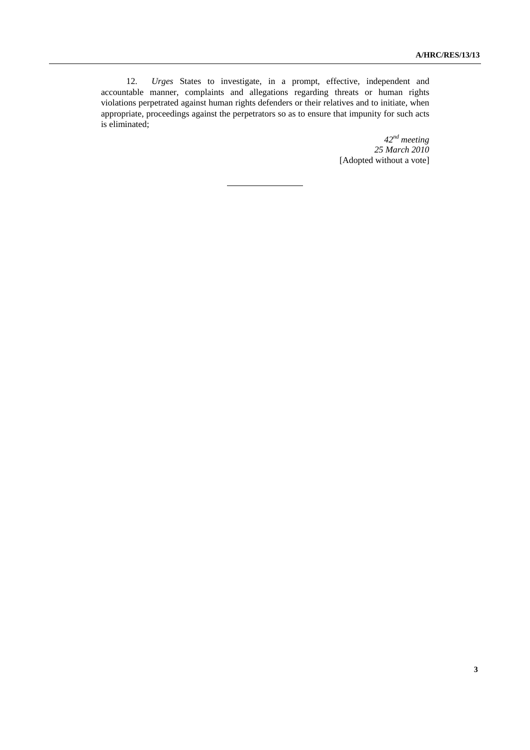12. *Urges* States to investigate, in a prompt, effective, independent and accountable manner, complaints and allegations regarding threats or human rights violations perpetrated against human rights defenders or their relatives and to initiate, when appropriate, proceedings against the perpetrators so as to ensure that impunity for such acts is eliminated;

*42nd meeting*
*25 March 2010*
[Adopted without a vote]